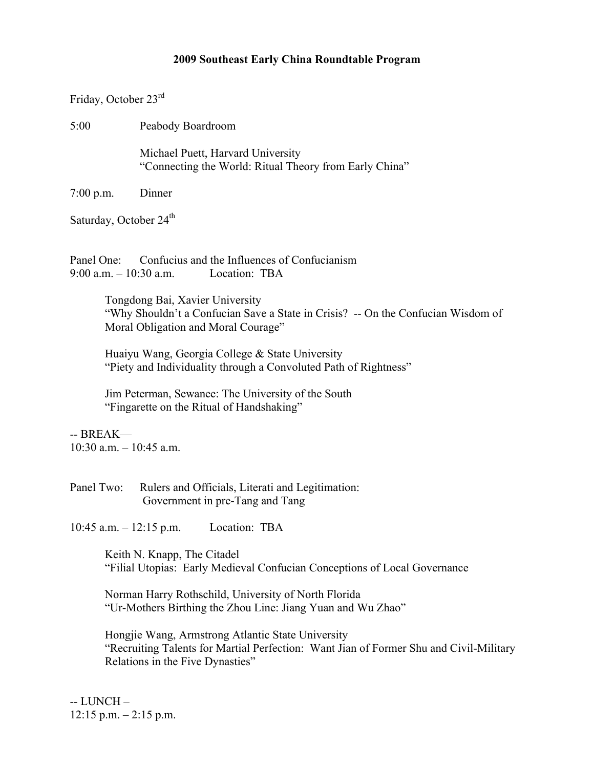# 2009 Southeast Early China Roundtable Program

Friday, October 23rd

5:00 Peabody Boardroom

Michael Puett, Harvard University
"Connecting the World: Ritual Theory from Early China"

7:00 p.m. Dinner

Saturday, October 24th

Panel One: Confucius and the Influences of Confucianism
9:00 a.m. – 10:30 a.m. Location: TBA

Tongdong Bai, Xavier University
"Why Shouldn't a Confucian Save a State in Crisis? -- On the Confucian Wisdom of Moral Obligation and Moral Courage"

Huaiyu Wang, Georgia College & State University
"Piety and Individuality through a Convoluted Path of Rightness"

Jim Peterman, Sewanee: The University of the South
"Fingarette on the Ritual of Handshaking"

-- BREAK—
10:30 a.m. – 10:45 a.m.

Panel Two: Rulers and Officials, Literati and Legitimation: Government in pre-Tang and Tang

10:45 a.m. – 12:15 p.m. Location: TBA

Keith N. Knapp, The Citadel
"Filial Utopias: Early Medieval Confucian Conceptions of Local Governance

Norman Harry Rothschild, University of North Florida
"Ur-Mothers Birthing the Zhou Line: Jiang Yuan and Wu Zhao"

Hongjie Wang, Armstrong Atlantic State University
"Recruiting Talents for Martial Perfection: Want Jian of Former Shu and Civil-Military Relations in the Five Dynasties"

-- LUNCH –
12:15 p.m. – 2:15 p.m.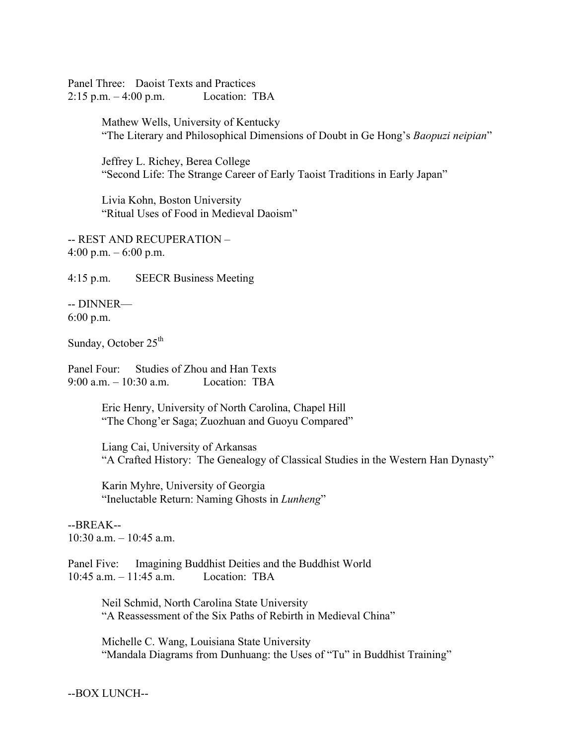Panel Three: Daoist Texts and Practices
2:15 p.m. – 4:00 p.m. Location: TBA

Mathew Wells, University of Kentucky
"The Literary and Philosophical Dimensions of Doubt in Ge Hong's *Baopuzi neipian*"

Jeffrey L. Richey, Berea College
"Second Life: The Strange Career of Early Taoist Traditions in Early Japan"

Livia Kohn, Boston University
"Ritual Uses of Food in Medieval Daoism"

-- REST AND RECUPERATION –
4:00 p.m. – 6:00 p.m.

4:15 p.m. SEECR Business Meeting

-- DINNER—
6:00 p.m.

Sunday, October 25th

Panel Four: Studies of Zhou and Han Texts
9:00 a.m. – 10:30 a.m. Location: TBA

Eric Henry, University of North Carolina, Chapel Hill
"The Chong'er Saga; Zuozhuan and Guoyu Compared"

Liang Cai, University of Arkansas
"A Crafted History: The Genealogy of Classical Studies in the Western Han Dynasty"

Karin Myhre, University of Georgia
"Ineluctable Return: Naming Ghosts in *Lunheng*"

--BREAK--
10:30 a.m. – 10:45 a.m.

Panel Five: Imagining Buddhist Deities and the Buddhist World
10:45 a.m. – 11:45 a.m. Location: TBA

Neil Schmid, North Carolina State University
"A Reassessment of the Six Paths of Rebirth in Medieval China"

Michelle C. Wang, Louisiana State University
"Mandala Diagrams from Dunhuang: the Uses of "Tu" in Buddhist Training"

--BOX LUNCH--